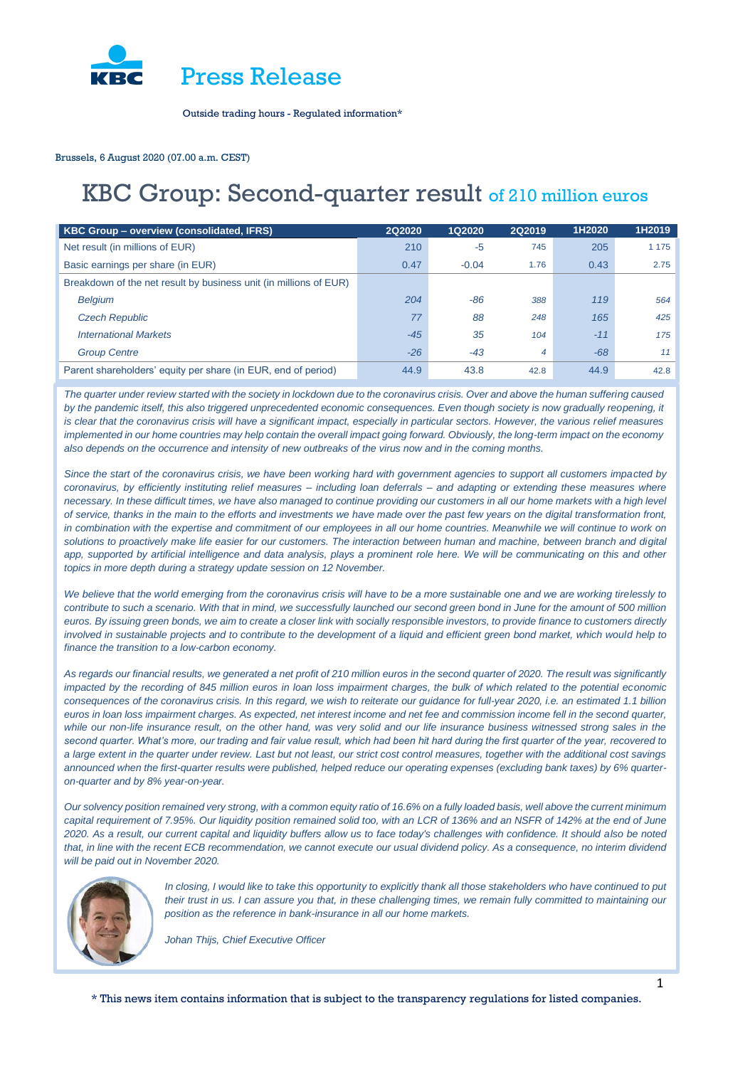# Press Release

Outside trading hours - Regulated information*

Brussels, 6 August 2020 (07.00 a.m. CEST)

# KBC Group: Second-quarter result of 210 million euros

| KBC Group – overview (consolidated, IFRS) | 2Q2020 | 1Q2020 | 2Q2019 | 1H2020 | 1H2019 |
|---|---|---|---|---|---|
| Net result (in millions of EUR) | 210 | -5 | 745 | 205 | 1 175 |
| Basic earnings per share (in EUR) | 0.47 | -0.04 | 1.76 | 0.43 | 2.75 |
| Breakdown of the net result by business unit (in millions of EUR) | | | | | |
| *Belgium* | *204* | *-86* | *388* | *119* | *564* |
| *Czech Republic* | *77* | *88* | *248* | *165* | *425* |
| *International Markets* | *-45* | *35* | *104* | *-11* | *175* |
| *Group Centre* | *-26* | *-43* | *4* | *-68* | *11* |
| Parent shareholders' equity per share (in EUR, end of period) | 44.9 | 43.8 | 42.8 | 44.9 | 42.8 |

*The quarter under review started with the society in lockdown due to the coronavirus crisis. Over and above the human suffering caused by the pandemic itself, this also triggered unprecedented economic consequences. Even though society is now gradually reopening, it is clear that the coronavirus crisis will have a significant impact, especially in particular sectors. However, the various relief measures implemented in our home countries may help contain the overall impact going forward. Obviously, the long-term impact on the economy also depends on the occurrence and intensity of new outbreaks of the virus now and in the coming months.*

*Since the start of the coronavirus crisis, we have been working hard with government agencies to support all customers impacted by coronavirus, by efficiently instituting relief measures – including loan deferrals – and adapting or extending these measures where necessary. In these difficult times, we have also managed to continue providing our customers in all our home markets with a high level of service, thanks in the main to the efforts and investments we have made over the past few years on the digital transformation front, in combination with the expertise and commitment of our employees in all our home countries. Meanwhile we will continue to work on solutions to proactively make life easier for our customers. The interaction between human and machine, between branch and digital app, supported by artificial intelligence and data analysis, plays a prominent role here. We will be communicating on this and other topics in more depth during a strategy update session on 12 November.*

*We believe that the world emerging from the coronavirus crisis will have to be a more sustainable one and we are working tirelessly to contribute to such a scenario. With that in mind, we successfully launched our second green bond in June for the amount of 500 million euros. By issuing green bonds, we aim to create a closer link with socially responsible investors, to provide finance to customers directly involved in sustainable projects and to contribute to the development of a liquid and efficient green bond market, which would help to finance the transition to a low-carbon economy.*

*As regards our financial results, we generated a net profit of 210 million euros in the second quarter of 2020. The result was significantly impacted by the recording of 845 million euros in loan loss impairment charges, the bulk of which related to the potential economic consequences of the coronavirus crisis. In this regard, we wish to reiterate our guidance for full-year 2020, i.e. an estimated 1.1 billion euros in loan loss impairment charges. As expected, net interest income and net fee and commission income fell in the second quarter, while our non-life insurance result, on the other hand, was very solid and our life insurance business witnessed strong sales in the second quarter. What's more, our trading and fair value result, which had been hit hard during the first quarter of the year, recovered to a large extent in the quarter under review. Last but not least, our strict cost control measures, together with the additional cost savings announced when the first-quarter results were published, helped reduce our operating expenses (excluding bank taxes) by 6% quarter-on-quarter and by 8% year-on-year.*

*Our solvency position remained very strong, with a common equity ratio of 16.6% on a fully loaded basis, well above the current minimum capital requirement of 7.95%. Our liquidity position remained solid too, with an LCR of 136% and an NSFR of 142% at the end of June 2020. As a result, our current capital and liquidity buffers allow us to face today's challenges with confidence. It should also be noted that, in line with the recent ECB recommendation, we cannot execute our usual dividend policy. As a consequence, no interim dividend will be paid out in November 2020.*

*In closing, I would like to take this opportunity to explicitly thank all those stakeholders who have continued to put their trust in us. I can assure you that, in these challenging times, we remain fully committed to maintaining our position as the reference in bank-insurance in all our home markets.*

*Johan Thijs, Chief Executive Officer*

\* This news item contains information that is subject to the transparency regulations for listed companies.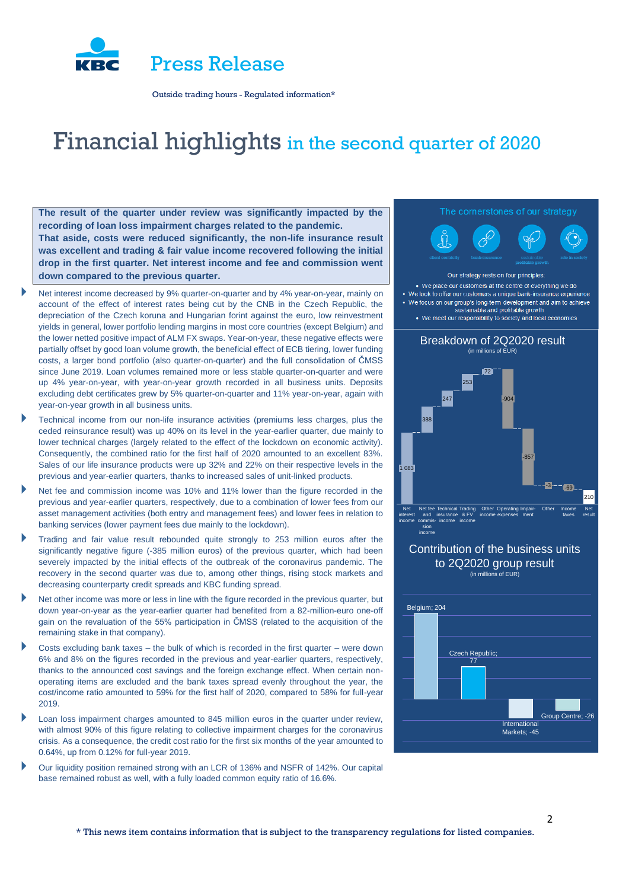Press Release

Outside trading hours - Regulated information*

# Financial highlights in the second quarter of 2020

**The result of the quarter under review was significantly impacted by the recording of loan loss impairment charges related to the pandemic. That aside, costs were reduced significantly, the non-life insurance result was excellent and trading & fair value income recovered following the initial drop in the first quarter. Net interest income and fee and commission went down compared to the previous quarter.**

- Net interest income decreased by 9% quarter-on-quarter and by 4% year-on-year, mainly on account of the effect of interest rates being cut by the CNB in the Czech Republic, the depreciation of the Czech koruna and Hungarian forint against the euro, low reinvestment yields in general, lower portfolio lending margins in most core countries (except Belgium) and the lower netted positive impact of ALM FX swaps. Year-on-year, these negative effects were partially offset by good loan volume growth, the beneficial effect of ECB tiering, lower funding costs, a larger bond portfolio (also quarter-on-quarter) and the full consolidation of ČMSS since June 2019. Loan volumes remained more or less stable quarter-on-quarter and were up 4% year-on-year, with year-on-year growth recorded in all business units. Deposits excluding debt certificates grew by 5% quarter-on-quarter and 11% year-on-year, again with year-on-year growth in all business units.
- Technical income from our non-life insurance activities (premiums less charges, plus the ceded reinsurance result) was up 40% on its level in the year-earlier quarter, due mainly to lower technical charges (largely related to the effect of the lockdown on economic activity). Consequently, the combined ratio for the first half of 2020 amounted to an excellent 83%. Sales of our life insurance products were up 32% and 22% on their respective levels in the previous and year-earlier quarters, thanks to increased sales of unit-linked products.
- Net fee and commission income was 10% and 11% lower than the figure recorded in the previous and year-earlier quarters, respectively, due to a combination of lower fees from our asset management activities (both entry and management fees) and lower fees in relation to banking services (lower payment fees due mainly to the lockdown).
- Trading and fair value result rebounded quite strongly to 253 million euros after the significantly negative figure (-385 million euros) of the previous quarter, which had been severely impacted by the initial effects of the outbreak of the coronavirus pandemic. The recovery in the second quarter was due to, among other things, rising stock markets and decreasing counterparty credit spreads and KBC funding spread.
- Net other income was more or less in line with the figure recorded in the previous quarter, but down year-on-year as the year-earlier quarter had benefited from a 82-million-euro one-off gain on the revaluation of the 55% participation in ČMSS (related to the acquisition of the remaining stake in that company).
- Costs excluding bank taxes – the bulk of which is recorded in the first quarter – were down 6% and 8% on the figures recorded in the previous and year-earlier quarters, respectively, thanks to the announced cost savings and the foreign exchange effect. When certain non-operating items are excluded and the bank taxes spread evenly throughout the year, the cost/income ratio amounted to 59% for the first half of 2020, compared to 58% for full-year 2019.
- Loan loss impairment charges amounted to 845 million euros in the quarter under review, with almost 90% of this figure relating to collective impairment charges for the coronavirus crisis. As a consequence, the credit cost ratio for the first six months of the year amounted to 0.64%, up from 0.12% for full-year 2019.
- Our liquidity position remained strong with an LCR of 136% and NSFR of 142%. Our capital base remained robust as well, with a fully loaded common equity ratio of 16.6%.

## The cornerstones of our strategy

client centricity | bank-insurance | sustainable profitable growth | role in society

Our strategy rests on four principles:

- We place our customers at the centre of everything we do
- We look to offer our customers a unique bank-insurance experience
- We focus on our group's long-term development and aim to achieve sustainable and profitable growth
- We meet our responsibility to society and local economies

## Breakdown of 2Q2020 result

(in millions of EUR)

| Item | Amount |
|---|---|
| Net interest income | 1 083 |
| Net fee and commission income | 388 |
| Technical insurance income | 247 |
| Trading & FV income | 253 |
| Other income | 72 |
| Operating expenses | -904 |
| Impairment | -857 |
| Other | -3 |
| Income taxes | -69 |
| Net result | 210 |

## Contribution of the business units to 2Q2020 group result

(in millions of EUR)

| Business unit | Contribution |
|---|---|
| Belgium | 204 |
| Czech Republic | 77 |
| International Markets | -45 |
| Group Centre | -26 |

* This news item contains information that is subject to the transparency regulations for listed companies.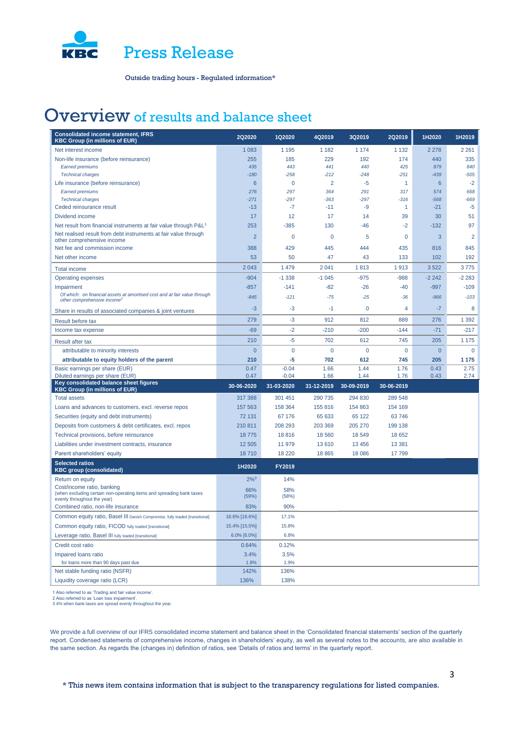# Press Release

Outside trading hours - Regulated information*

# Overview of results and balance sheet

| Consolidated income statement, IFRS KBC Group (in millions of EUR) | 2Q2020 | 1Q2020 | 4Q2019 | 3Q2019 | 2Q2019 | 1H2020 | 1H2019 |
|---|---|---|---|---|---|---|---|
| Net interest income | 1 083 | 1 195 | 1 182 | 1 174 | 1 132 | 2 278 | 2 261 |
| Non-life insurance (before reinsurance) | 255 | 185 | 229 | 192 | 174 | 440 | 335 |
| *Earned premiums* | *435* | *443* | *441* | *440* | *425* | *879* | *840* |
| *Technical charges* | *-180* | *-258* | *-212* | *-248* | *-251* | *-439* | *-505* |
| Life insurance (before reinsurance) | 6 | 0 | 2 | -5 | 1 | 6 | -2 |
| *Earned premiums* | *276* | *297* | *364* | *291* | *317* | *574* | *668* |
| *Technical charges* | *-271* | *-297* | *-363* | *-297* | *-316* | *-568* | *-669* |
| Ceded reinsurance result | -13 | -7 | -11 | -9 | 1 | -21 | -5 |
| Dividend income | 17 | 12 | 17 | 14 | 39 | 30 | 51 |
| Net result from financial instruments at fair value through P&L[1] | 253 | -385 | 130 | -46 | -2 | -132 | 97 |
| Net realised result from debt instruments at fair value through other comprehensive income | 2 | 0 | 0 | 5 | 0 | 3 | 2 |
| Net fee and commission income | 388 | 429 | 445 | 444 | 435 | 816 | 845 |
| Net other income | 53 | 50 | 47 | 43 | 133 | 102 | 192 |
| Total income | 2 043 | 1 479 | 2 041 | 1 813 | 1 913 | 3 522 | 3 775 |
| Operating expenses | -904 | -1 338 | -1 045 | -975 | -988 | -2 242 | -2 283 |
| Impairment | -857 | -141 | -82 | -26 | -40 | -997 | -109 |
| *Of which: on financial assets at amortised cost and at fair value through other comprehensive income[2]* | *-845* | *-121* | *-75* | *-25* | *-36* | *-966* | *-103* |
| Share in results of associated companies & joint ventures | -3 | -3 | -1 | 0 | 4 | -7 | 8 |
| Result before tax | 279 | -3 | 912 | 812 | 889 | 276 | 1 392 |
| Income tax expense | -69 | -2 | -210 | -200 | -144 | -71 | -217 |
| Result after tax | 210 | -5 | 702 | 612 | 745 | 205 | 1 175 |
| attributable to minority interests | 0 | 0 | 0 | 0 | 0 | 0 | 0 |
| **attributable to equity holders of the parent** | **210** | **-5** | **702** | **612** | **745** | **205** | **1 175** |
| Basic earnings per share (EUR) | 0.47 | -0.04 | 1.66 | 1.44 | 1.76 | 0.43 | 2.75 |
| Diluted earnings per share (EUR) | 0.47 | -0.04 | 1.66 | 1.44 | 1.76 | 0.43 | 2.74 |

| Key consolidated balance sheet figures KBC Group (in millions of EUR) | 30-06-2020 | 31-03-2020 | 31-12-2019 | 30-09-2019 | 30-06-2019 |
|---|---|---|---|---|---|
| Total assets | 317 388 | 301 451 | 290 735 | 294 830 | 289 548 |
| Loans and advances to customers, excl. reverse repos | 157 563 | 158 364 | 155 816 | 154 863 | 154 169 |
| Securities (equity and debt instruments) | 72 131 | 67 176 | 65 633 | 65 122 | 63 746 |
| Deposits from customers & debt certificates, excl. repos | 210 811 | 208 293 | 203 369 | 205 270 | 199 138 |
| Technical provisions, before reinsurance | 18 775 | 18 816 | 18 560 | 18 549 | 18 652 |
| Liabilities under investment contracts, insurance | 12 505 | 11 979 | 13 610 | 13 456 | 13 381 |
| Parent shareholders' equity | 18 710 | 18 220 | 18 865 | 18 086 | 17 799 |

| Selected ratios KBC group (consolidated) | 1H2020 | FY2019 |
|---|---|---|
| Return on equity | 2%[3] | 14% |
| Cost/income ratio, banking (when excluding certain non-operating items and spreading bank taxes evenly throughout the year) | 66% (59%) | 58% (58%) |
| Combined ratio, non-life insurance | 83% | 90% |
| Common equity ratio, Basel III Danish Compromise, fully loaded [transitional] | 16.6% [16.6%] | 17.1% |
| Common equity ratio, FICOD fully loaded [transitional] | 15.4% [15.5%] | 15.8% |
| Leverage ratio, Basel III fully loaded [transitional] | 6.0% [6.0%] | 6.8% |
| Credit cost ratio | 0.64% | 0.12% |
| Impaired loans ratio | 3.4% | 3.5% |
| for loans more than 90 days past due | 1.9% | 1.9% |
| Net stable funding ratio (NSFR) | 142% | 136% |
| Liquidity coverage ratio (LCR) | 136% | 138% |

1 Also referred to as 'Trading and fair value income'.
2 Also referred to as 'Loan loss impairment'.
3 4% when bank taxes are spread evenly throughout the year.

We provide a full overview of our IFRS consolidated income statement and balance sheet in the 'Consolidated financial statements' section of the quarterly report. Condensed statements of comprehensive income, changes in shareholders' equity, as well as several notes to the accounts, are also available in the same section. As regards the (changes in) definition of ratios, see 'Details of ratios and terms' in the quarterly report.

\* This news item contains information that is subject to the transparency regulations for listed companies.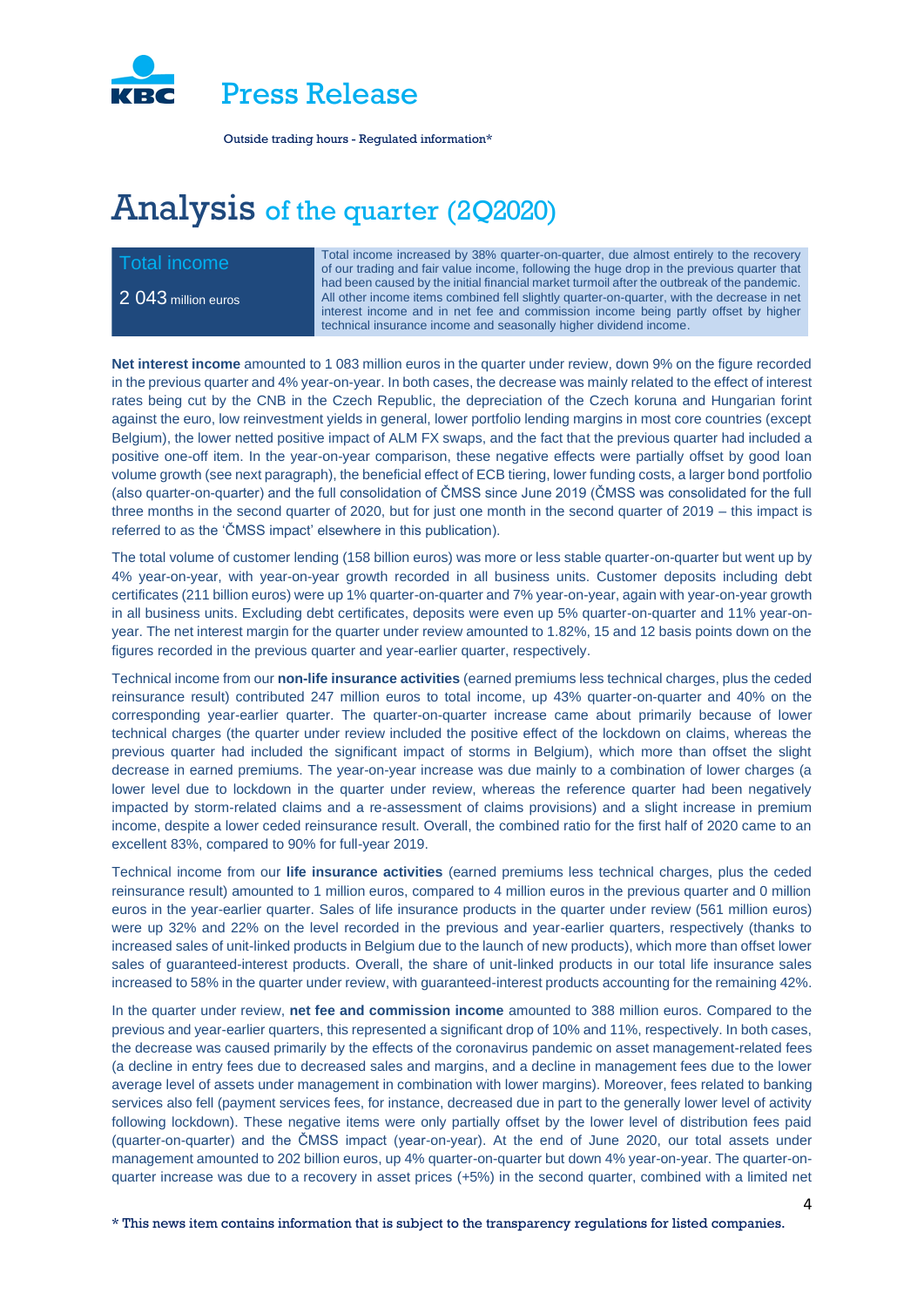# Analysis of the quarter (2Q2020)

| Total income | |
|---|---|
| 2 043 million euros | Total income increased by 38% quarter-on-quarter, due almost entirely to the recovery of our trading and fair value income, following the huge drop in the previous quarter that had been caused by the initial financial market turmoil after the outbreak of the pandemic. All other income items combined fell slightly quarter-on-quarter, with the decrease in net interest income and in net fee and commission income being partly offset by higher technical insurance income and seasonally higher dividend income. |

**Net interest income** amounted to 1 083 million euros in the quarter under review, down 9% on the figure recorded in the previous quarter and 4% year-on-year. In both cases, the decrease was mainly related to the effect of interest rates being cut by the CNB in the Czech Republic, the depreciation of the Czech koruna and Hungarian forint against the euro, low reinvestment yields in general, lower portfolio lending margins in most core countries (except Belgium), the lower netted positive impact of ALM FX swaps, and the fact that the previous quarter had included a positive one-off item. In the year-on-year comparison, these negative effects were partially offset by good loan volume growth (see next paragraph), the beneficial effect of ECB tiering, lower funding costs, a larger bond portfolio (also quarter-on-quarter) and the full consolidation of ČMSS since June 2019 (ČMSS was consolidated for the full three months in the second quarter of 2020, but for just one month in the second quarter of 2019 – this impact is referred to as the 'ČMSS impact' elsewhere in this publication).

The total volume of customer lending (158 billion euros) was more or less stable quarter-on-quarter but went up by 4% year-on-year, with year-on-year growth recorded in all business units. Customer deposits including debt certificates (211 billion euros) were up 1% quarter-on-quarter and 7% year-on-year, again with year-on-year growth in all business units. Excluding debt certificates, deposits were even up 5% quarter-on-quarter and 11% year-on-year. The net interest margin for the quarter under review amounted to 1.82%, 15 and 12 basis points down on the figures recorded in the previous quarter and year-earlier quarter, respectively.

Technical income from our **non-life insurance activities** (earned premiums less technical charges, plus the ceded reinsurance result) contributed 247 million euros to total income, up 43% quarter-on-quarter and 40% on the corresponding year-earlier quarter. The quarter-on-quarter increase came about primarily because of lower technical charges (the quarter under review included the positive effect of the lockdown on claims, whereas the previous quarter had included the significant impact of storms in Belgium), which more than offset the slight decrease in earned premiums. The year-on-year increase was due mainly to a combination of lower charges (a lower level due to lockdown in the quarter under review, whereas the reference quarter had been negatively impacted by storm-related claims and a re-assessment of claims provisions) and a slight increase in premium income, despite a lower ceded reinsurance result. Overall, the combined ratio for the first half of 2020 came to an excellent 83%, compared to 90% for full-year 2019.

Technical income from our **life insurance activities** (earned premiums less technical charges, plus the ceded reinsurance result) amounted to 1 million euros, compared to 4 million euros in the previous quarter and 0 million euros in the year-earlier quarter. Sales of life insurance products in the quarter under review (561 million euros) were up 32% and 22% on the level recorded in the previous and year-earlier quarters, respectively (thanks to increased sales of unit-linked products in Belgium due to the launch of new products), which more than offset lower sales of guaranteed-interest products. Overall, the share of unit-linked products in our total life insurance sales increased to 58% in the quarter under review, with guaranteed-interest products accounting for the remaining 42%.

In the quarter under review, **net fee and commission income** amounted to 388 million euros. Compared to the previous and year-earlier quarters, this represented a significant drop of 10% and 11%, respectively. In both cases, the decrease was caused primarily by the effects of the coronavirus pandemic on asset management-related fees (a decline in entry fees due to decreased sales and margins, and a decline in management fees due to the lower average level of assets under management in combination with lower margins). Moreover, fees related to banking services also fell (payment services fees, for instance, decreased due in part to the generally lower level of activity following lockdown). These negative items were only partially offset by the lower level of distribution fees paid (quarter-on-quarter) and the ČMSS impact (year-on-year). At the end of June 2020, our total assets under management amounted to 202 billion euros, up 4% quarter-on-quarter but down 4% year-on-year. The quarter-on-quarter increase was due to a recovery in asset prices (+5%) in the second quarter, combined with a limited net

\* This news item contains information that is subject to the transparency regulations for listed companies.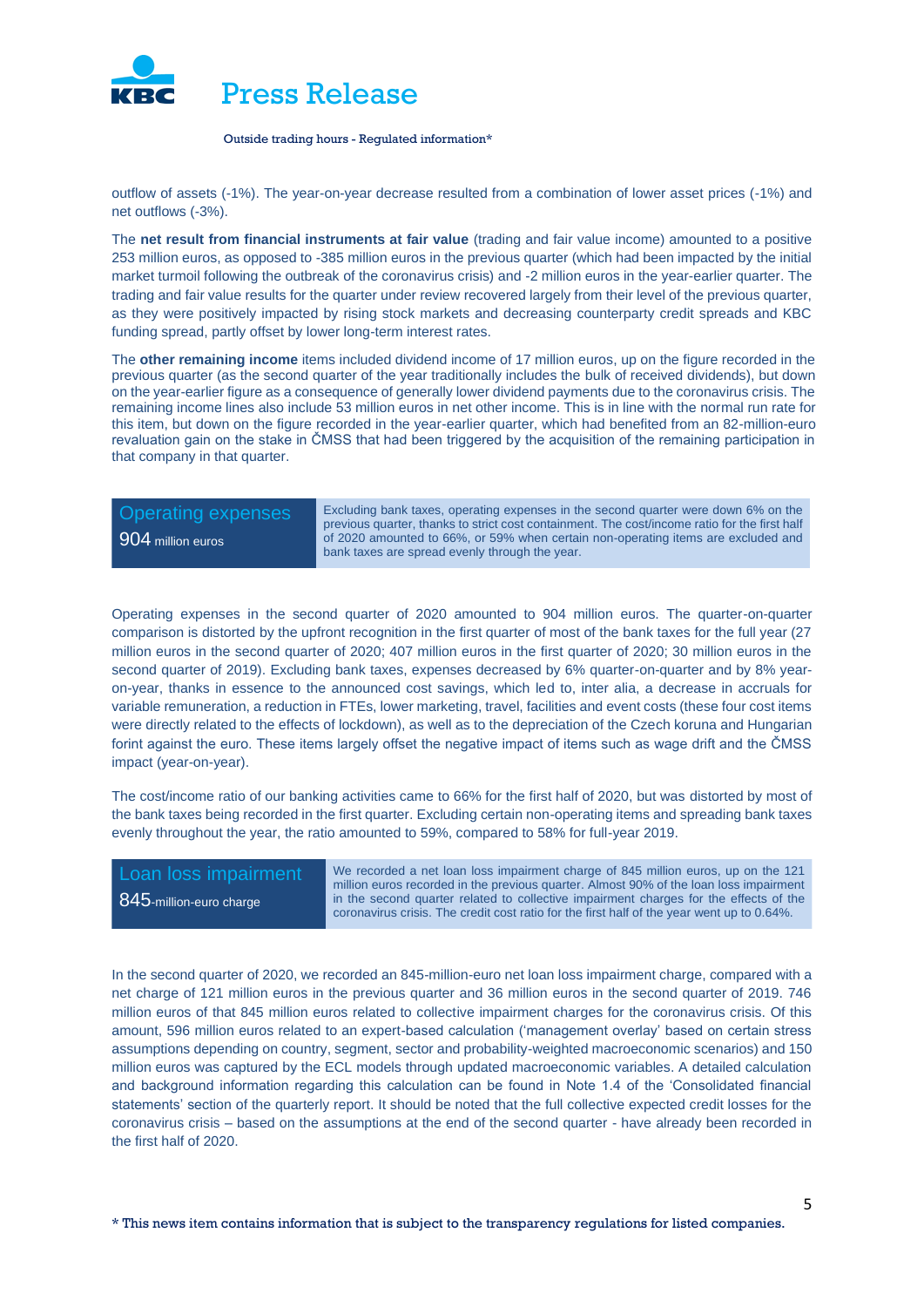outflow of assets (-1%). The year-on-year decrease resulted from a combination of lower asset prices (-1%) and net outflows (-3%).

The **net result from financial instruments at fair value** (trading and fair value income) amounted to a positive 253 million euros, as opposed to -385 million euros in the previous quarter (which had been impacted by the initial market turmoil following the outbreak of the coronavirus crisis) and -2 million euros in the year-earlier quarter. The trading and fair value results for the quarter under review recovered largely from their level of the previous quarter, as they were positively impacted by rising stock markets and decreasing counterparty credit spreads and KBC funding spread, partly offset by lower long-term interest rates.

The **other remaining income** items included dividend income of 17 million euros, up on the figure recorded in the previous quarter (as the second quarter of the year traditionally includes the bulk of received dividends), but down on the year-earlier figure as a consequence of generally lower dividend payments due to the coronavirus crisis. The remaining income lines also include 53 million euros in net other income. This is in line with the normal run rate for this item, but down on the figure recorded in the year-earlier quarter, which had benefited from an 82-million-euro revaluation gain on the stake in ČMSS that had been triggered by the acquisition of the remaining participation in that company in that quarter.

## Operating expenses

**904** million euros

Excluding bank taxes, operating expenses in the second quarter were down 6% on the previous quarter, thanks to strict cost containment. The cost/income ratio for the first half of 2020 amounted to 66%, or 59% when certain non-operating items are excluded and bank taxes are spread evenly through the year.

Operating expenses in the second quarter of 2020 amounted to 904 million euros. The quarter-on-quarter comparison is distorted by the upfront recognition in the first quarter of most of the bank taxes for the full year (27 million euros in the second quarter of 2020; 407 million euros in the first quarter of 2020; 30 million euros in the second quarter of 2019). Excluding bank taxes, expenses decreased by 6% quarter-on-quarter and by 8% year-on-year, thanks in essence to the announced cost savings, which led to, inter alia, a decrease in accruals for variable remuneration, a reduction in FTEs, lower marketing, travel, facilities and event costs (these four cost items were directly related to the effects of lockdown), as well as to the depreciation of the Czech koruna and Hungarian forint against the euro. These items largely offset the negative impact of items such as wage drift and the ČMSS impact (year-on-year).

The cost/income ratio of our banking activities came to 66% for the first half of 2020, but was distorted by most of the bank taxes being recorded in the first quarter. Excluding certain non-operating items and spreading bank taxes evenly throughout the year, the ratio amounted to 59%, compared to 58% for full-year 2019.

## Loan loss impairment

**845**-million-euro charge

We recorded a net loan loss impairment charge of 845 million euros, up on the 121 million euros recorded in the previous quarter. Almost 90% of the loan loss impairment in the second quarter related to collective impairment charges for the effects of the coronavirus crisis. The credit cost ratio for the first half of the year went up to 0.64%.

In the second quarter of 2020, we recorded an 845-million-euro net loan loss impairment charge, compared with a net charge of 121 million euros in the previous quarter and 36 million euros in the second quarter of 2019. 746 million euros of that 845 million euros related to collective impairment charges for the coronavirus crisis. Of this amount, 596 million euros related to an expert-based calculation ('management overlay' based on certain stress assumptions depending on country, segment, sector and probability-weighted macroeconomic scenarios) and 150 million euros was captured by the ECL models through updated macroeconomic variables. A detailed calculation and background information regarding this calculation can be found in Note 1.4 of the 'Consolidated financial statements' section of the quarterly report. It should be noted that the full collective expected credit losses for the coronavirus crisis – based on the assumptions at the end of the second quarter - have already been recorded in the first half of 2020.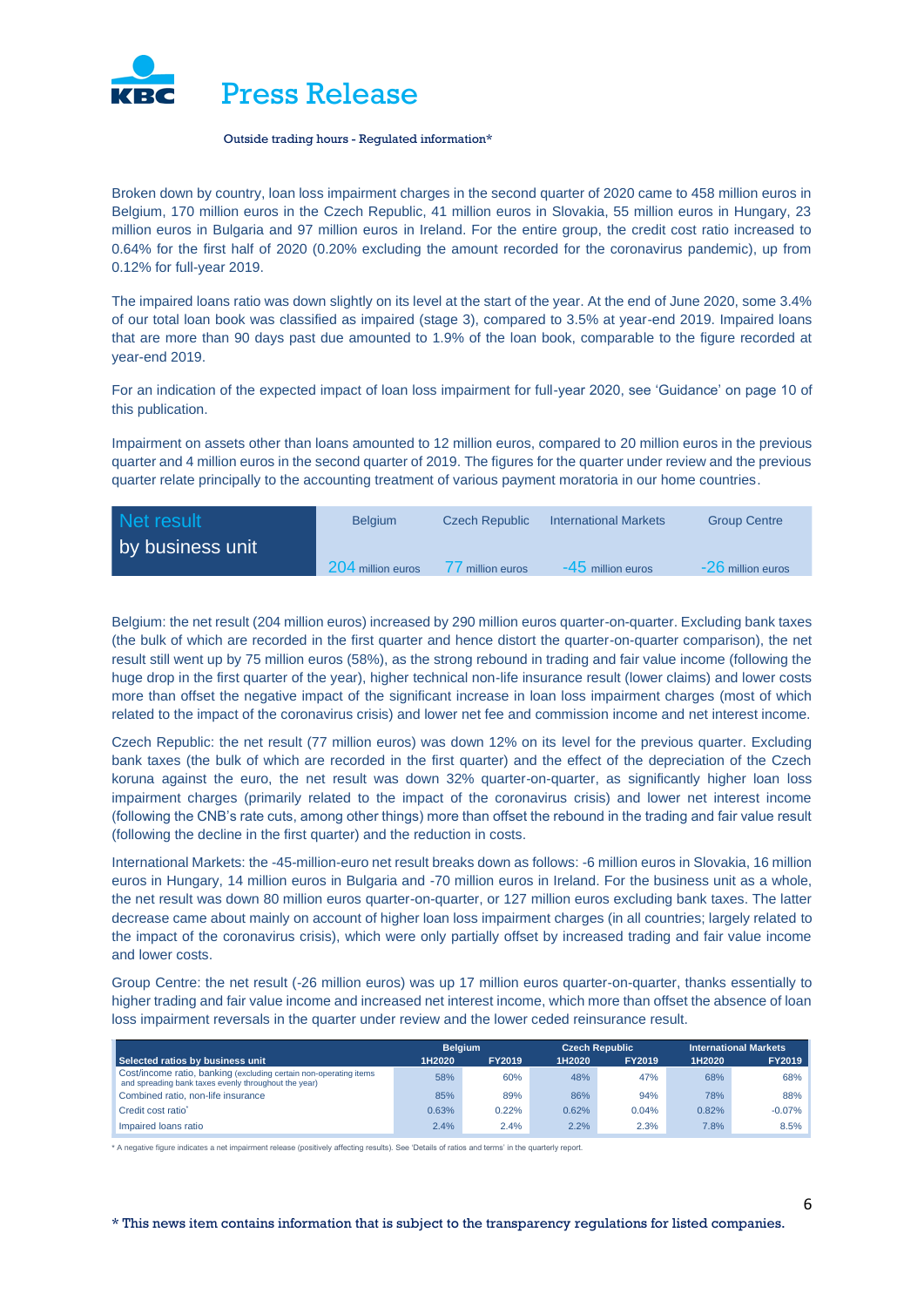Broken down by country, loan loss impairment charges in the second quarter of 2020 came to 458 million euros in Belgium, 170 million euros in the Czech Republic, 41 million euros in Slovakia, 55 million euros in Hungary, 23 million euros in Bulgaria and 97 million euros in Ireland. For the entire group, the credit cost ratio increased to 0.64% for the first half of 2020 (0.20% excluding the amount recorded for the coronavirus pandemic), up from 0.12% for full-year 2019.

The impaired loans ratio was down slightly on its level at the start of the year. At the end of June 2020, some 3.4% of our total loan book was classified as impaired (stage 3), compared to 3.5% at year-end 2019. Impaired loans that are more than 90 days past due amounted to 1.9% of the loan book, comparable to the figure recorded at year-end 2019.

For an indication of the expected impact of loan loss impairment for full-year 2020, see 'Guidance' on page 10 of this publication.

Impairment on assets other than loans amounted to 12 million euros, compared to 20 million euros in the previous quarter and 4 million euros in the second quarter of 2019. The figures for the quarter under review and the previous quarter relate principally to the accounting treatment of various payment moratoria in our home countries.

| Net result by business unit | Belgium | Czech Republic | International Markets | Group Centre |
|---|---|---|---|---|
| | 204 million euros | 77 million euros | -45 million euros | -26 million euros |

Belgium: the net result (204 million euros) increased by 290 million euros quarter-on-quarter. Excluding bank taxes (the bulk of which are recorded in the first quarter and hence distort the quarter-on-quarter comparison), the net result still went up by 75 million euros (58%), as the strong rebound in trading and fair value income (following the huge drop in the first quarter of the year), higher technical non-life insurance result (lower claims) and lower costs more than offset the negative impact of the significant increase in loan loss impairment charges (most of which related to the impact of the coronavirus crisis) and lower net fee and commission income and net interest income.

Czech Republic: the net result (77 million euros) was down 12% on its level for the previous quarter. Excluding bank taxes (the bulk of which are recorded in the first quarter) and the effect of the depreciation of the Czech koruna against the euro, the net result was down 32% quarter-on-quarter, as significantly higher loan loss impairment charges (primarily related to the impact of the coronavirus crisis) and lower net interest income (following the CNB's rate cuts, among other things) more than offset the rebound in the trading and fair value result (following the decline in the first quarter) and the reduction in costs.

International Markets: the -45-million-euro net result breaks down as follows: -6 million euros in Slovakia, 16 million euros in Hungary, 14 million euros in Bulgaria and -70 million euros in Ireland. For the business unit as a whole, the net result was down 80 million euros quarter-on-quarter, or 127 million euros excluding bank taxes. The latter decrease came about mainly on account of higher loan loss impairment charges (in all countries; largely related to the impact of the coronavirus crisis), which were only partially offset by increased trading and fair value income and lower costs.

Group Centre: the net result (-26 million euros) was up 17 million euros quarter-on-quarter, thanks essentially to higher trading and fair value income and increased net interest income, which more than offset the absence of loan loss impairment reversals in the quarter under review and the lower ceded reinsurance result.

| | Belgium | | Czech Republic | | International Markets | |
|---|---|---|---|---|---|---|
| Selected ratios by business unit | 1H2020 | FY2019 | 1H2020 | FY2019 | 1H2020 | FY2019 |
| Cost/income ratio, banking (excluding certain non-operating items and spreading bank taxes evenly throughout the year) | 58% | 60% | 48% | 47% | 68% | 68% |
| Combined ratio, non-life insurance | 85% | 89% | 86% | 94% | 78% | 88% |
| Credit cost ratio* | 0.63% | 0.22% | 0.62% | 0.04% | 0.82% | -0.07% |
| Impaired loans ratio | 2.4% | 2.4% | 2.2% | 2.3% | 7.8% | 8.5% |

\* A negative figure indicates a net impairment release (positively affecting results). See 'Details of ratios and terms' in the quarterly report.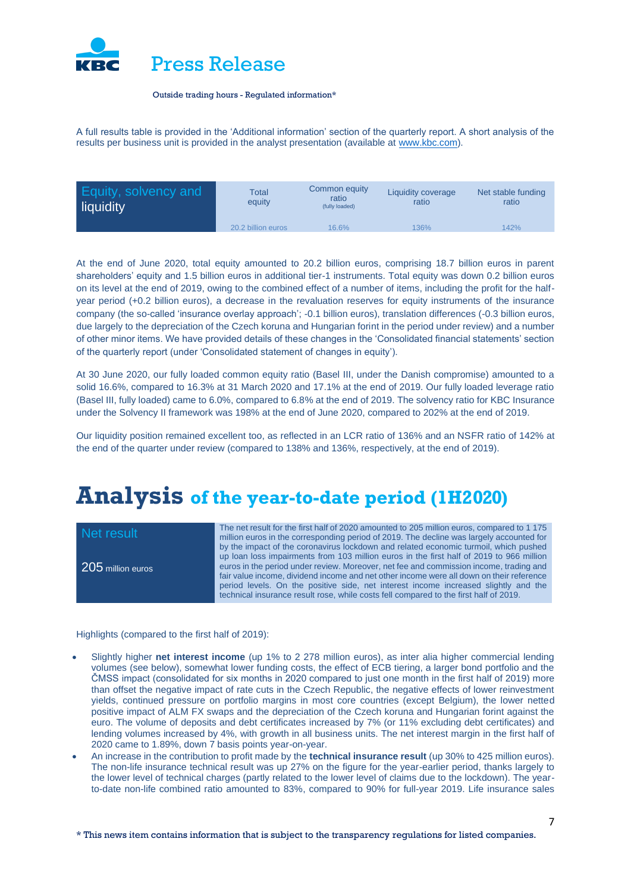A full results table is provided in the 'Additional information' section of the quarterly report. A short analysis of the results per business unit is provided in the analyst presentation (available at www.kbc.com).

| Equity, solvency and liquidity | Total equity | Common equity ratio (fully loaded) | Liquidity coverage ratio | Net stable funding ratio |
|---|---|---|---|---|
| | 20.2 billion euros | 16.6% | 136% | 142% |

At the end of June 2020, total equity amounted to 20.2 billion euros, comprising 18.7 billion euros in parent shareholders' equity and 1.5 billion euros in additional tier-1 instruments. Total equity was down 0.2 billion euros on its level at the end of 2019, owing to the combined effect of a number of items, including the profit for the half-year period (+0.2 billion euros), a decrease in the revaluation reserves for equity instruments of the insurance company (the so-called 'insurance overlay approach'; -0.1 billion euros), translation differences (-0.3 billion euros, due largely to the depreciation of the Czech koruna and Hungarian forint in the period under review) and a number of other minor items. We have provided details of these changes in the 'Consolidated financial statements' section of the quarterly report (under 'Consolidated statement of changes in equity').

At 30 June 2020, our fully loaded common equity ratio (Basel III, under the Danish compromise) amounted to a solid 16.6%, compared to 16.3% at 31 March 2020 and 17.1% at the end of 2019. Our fully loaded leverage ratio (Basel III, fully loaded) came to 6.0%, compared to 6.8% at the end of 2019. The solvency ratio for KBC Insurance under the Solvency II framework was 198% at the end of June 2020, compared to 202% at the end of 2019.

Our liquidity position remained excellent too, as reflected in an LCR ratio of 136% and an NSFR ratio of 142% at the end of the quarter under review (compared to 138% and 136%, respectively, at the end of 2019).

# Analysis of the year-to-date period (1H2020)

| Net result 205 million euros | The net result for the first half of 2020 amounted to 205 million euros, compared to 1 175 million euros in the corresponding period of 2019. The decline was largely accounted for by the impact of the coronavirus lockdown and related economic turmoil, which pushed up loan loss impairments from 103 million euros in the first half of 2019 to 966 million euros in the period under review. Moreover, net fee and commission income, trading and fair value income, dividend income and net other income were all down on their reference period levels. On the positive side, net interest income increased slightly and the technical insurance result rose, while costs fell compared to the first half of 2019. |
|---|---|

Highlights (compared to the first half of 2019):

- Slightly higher **net interest income** (up 1% to 2 278 million euros), as inter alia higher commercial lending volumes (see below), somewhat lower funding costs, the effect of ECB tiering, a larger bond portfolio and the ČMSS impact (consolidated for six months in 2020 compared to just one month in the first half of 2019) more than offset the negative impact of rate cuts in the Czech Republic, the negative effects of lower reinvestment yields, continued pressure on portfolio margins in most core countries (except Belgium), the lower netted positive impact of ALM FX swaps and the depreciation of the Czech koruna and Hungarian forint against the euro. The volume of deposits and debt certificates increased by 7% (or 11% excluding debt certificates) and lending volumes increased by 4%, with growth in all business units. The net interest margin in the first half of 2020 came to 1.89%, down 7 basis points year-on-year.
- An increase in the contribution to profit made by the **technical insurance result** (up 30% to 425 million euros). The non-life insurance technical result was up by 27% on the figure for the year-earlier period, thanks largely to the lower level of technical charges (partly related to the lower level of claims due to the lockdown). The year-to-date non-life combined ratio amounted to 83%, compared to 90% for full-year 2019. Life insurance sales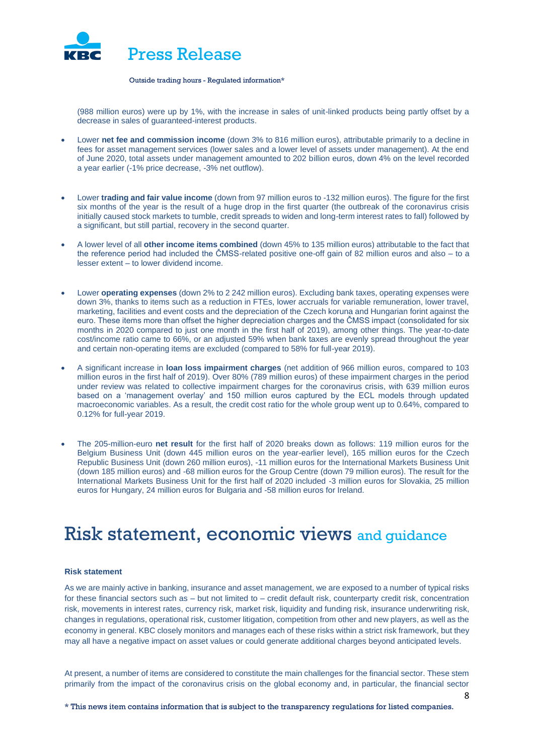(988 million euros) were up by 1%, with the increase in sales of unit-linked products being partly offset by a decrease in sales of guaranteed-interest products.

- Lower **net fee and commission income** (down 3% to 816 million euros), attributable primarily to a decline in fees for asset management services (lower sales and a lower level of assets under management). At the end of June 2020, total assets under management amounted to 202 billion euros, down 4% on the level recorded a year earlier (-1% price decrease, -3% net outflow).

- Lower **trading and fair value income** (down from 97 million euros to -132 million euros). The figure for the first six months of the year is the result of a huge drop in the first quarter (the outbreak of the coronavirus crisis initially caused stock markets to tumble, credit spreads to widen and long-term interest rates to fall) followed by a significant, but still partial, recovery in the second quarter.

- A lower level of all **other income items combined** (down 45% to 135 million euros) attributable to the fact that the reference period had included the ČMSS-related positive one-off gain of 82 million euros and also – to a lesser extent – to lower dividend income.

- Lower **operating expenses** (down 2% to 2 242 million euros). Excluding bank taxes, operating expenses were down 3%, thanks to items such as a reduction in FTEs, lower accruals for variable remuneration, lower travel, marketing, facilities and event costs and the depreciation of the Czech koruna and Hungarian forint against the euro. These items more than offset the higher depreciation charges and the ČMSS impact (consolidated for six months in 2020 compared to just one month in the first half of 2019), among other things. The year-to-date cost/income ratio came to 66%, or an adjusted 59% when bank taxes are evenly spread throughout the year and certain non-operating items are excluded (compared to 58% for full-year 2019).

- A significant increase in **loan loss impairment charges** (net addition of 966 million euros, compared to 103 million euros in the first half of 2019). Over 80% (789 million euros) of these impairment charges in the period under review was related to collective impairment charges for the coronavirus crisis, with 639 million euros based on a 'management overlay' and 150 million euros captured by the ECL models through updated macroeconomic variables. As a result, the credit cost ratio for the whole group went up to 0.64%, compared to 0.12% for full-year 2019.

- The 205-million-euro **net result** for the first half of 2020 breaks down as follows: 119 million euros for the Belgium Business Unit (down 445 million euros on the year-earlier level), 165 million euros for the Czech Republic Business Unit (down 260 million euros), -11 million euros for the International Markets Business Unit (down 185 million euros) and -68 million euros for the Group Centre (down 79 million euros). The result for the International Markets Business Unit for the first half of 2020 included -3 million euros for Slovakia, 25 million euros for Hungary, 24 million euros for Bulgaria and -58 million euros for Ireland.

# Risk statement, economic views and guidance

**Risk statement**

As we are mainly active in banking, insurance and asset management, we are exposed to a number of typical risks for these financial sectors such as – but not limited to – credit default risk, counterparty credit risk, concentration risk, movements in interest rates, currency risk, market risk, liquidity and funding risk, insurance underwriting risk, changes in regulations, operational risk, customer litigation, competition from other and new players, as well as the economy in general. KBC closely monitors and manages each of these risks within a strict risk framework, but they may all have a negative impact on asset values or could generate additional charges beyond anticipated levels.

At present, a number of items are considered to constitute the main challenges for the financial sector. These stem primarily from the impact of the coronavirus crisis on the global economy and, in particular, the financial sector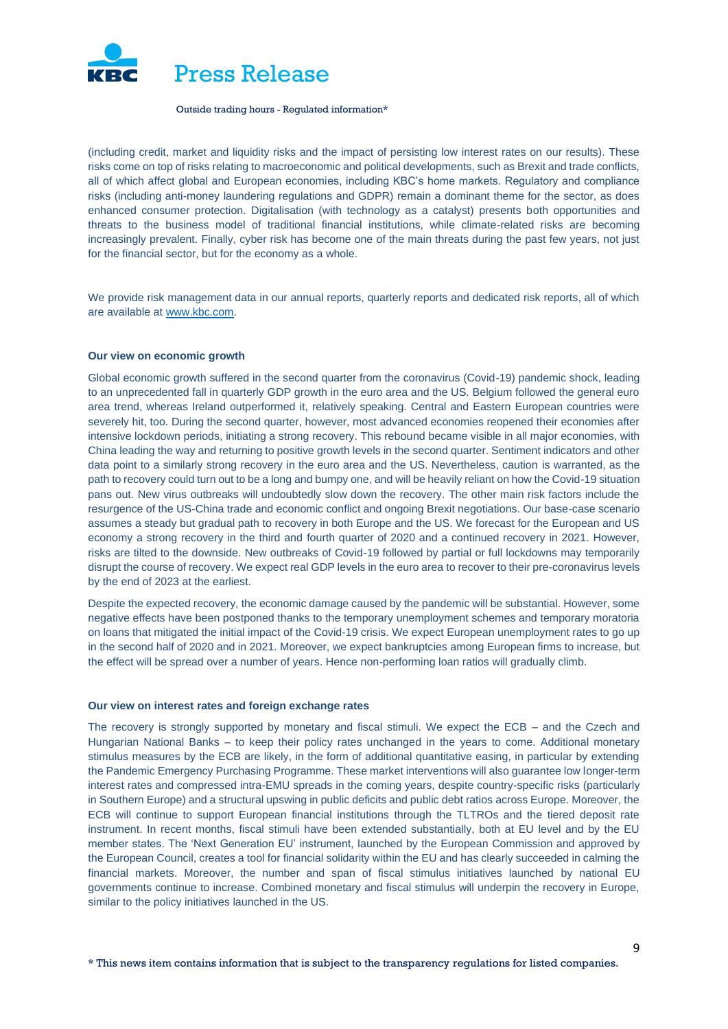(including credit, market and liquidity risks and the impact of persisting low interest rates on our results). These risks come on top of risks relating to macroeconomic and political developments, such as Brexit and trade conflicts, all of which affect global and European economies, including KBC's home markets. Regulatory and compliance risks (including anti-money laundering regulations and GDPR) remain a dominant theme for the sector, as does enhanced consumer protection. Digitalisation (with technology as a catalyst) presents both opportunities and threats to the business model of traditional financial institutions, while climate-related risks are becoming increasingly prevalent. Finally, cyber risk has become one of the main threats during the past few years, not just for the financial sector, but for the economy as a whole.

We provide risk management data in our annual reports, quarterly reports and dedicated risk reports, all of which are available at [www.kbc.com](http://www.kbc.com).

**Our view on economic growth**

Global economic growth suffered in the second quarter from the coronavirus (Covid-19) pandemic shock, leading to an unprecedented fall in quarterly GDP growth in the euro area and the US. Belgium followed the general euro area trend, whereas Ireland outperformed it, relatively speaking. Central and Eastern European countries were severely hit, too. During the second quarter, however, most advanced economies reopened their economies after intensive lockdown periods, initiating a strong recovery. This rebound became visible in all major economies, with China leading the way and returning to positive growth levels in the second quarter. Sentiment indicators and other data point to a similarly strong recovery in the euro area and the US. Nevertheless, caution is warranted, as the path to recovery could turn out to be a long and bumpy one, and will be heavily reliant on how the Covid-19 situation pans out. New virus outbreaks will undoubtedly slow down the recovery. The other main risk factors include the resurgence of the US-China trade and economic conflict and ongoing Brexit negotiations. Our base-case scenario assumes a steady but gradual path to recovery in both Europe and the US. We forecast for the European and US economy a strong recovery in the third and fourth quarter of 2020 and a continued recovery in 2021. However, risks are tilted to the downside. New outbreaks of Covid-19 followed by partial or full lockdowns may temporarily disrupt the course of recovery. We expect real GDP levels in the euro area to recover to their pre-coronavirus levels by the end of 2023 at the earliest.

Despite the expected recovery, the economic damage caused by the pandemic will be substantial. However, some negative effects have been postponed thanks to the temporary unemployment schemes and temporary moratoria on loans that mitigated the initial impact of the Covid-19 crisis. We expect European unemployment rates to go up in the second half of 2020 and in 2021. Moreover, we expect bankruptcies among European firms to increase, but the effect will be spread over a number of years. Hence non-performing loan ratios will gradually climb.

**Our view on interest rates and foreign exchange rates**

The recovery is strongly supported by monetary and fiscal stimuli. We expect the ECB – and the Czech and Hungarian National Banks – to keep their policy rates unchanged in the years to come. Additional monetary stimulus measures by the ECB are likely, in the form of additional quantitative easing, in particular by extending the Pandemic Emergency Purchasing Programme. These market interventions will also guarantee low longer-term interest rates and compressed intra-EMU spreads in the coming years, despite country-specific risks (particularly in Southern Europe) and a structural upswing in public deficits and public debt ratios across Europe. Moreover, the ECB will continue to support European financial institutions through the TLTROs and the tiered deposit rate instrument. In recent months, fiscal stimuli have been extended substantially, both at EU level and by the EU member states. The 'Next Generation EU' instrument, launched by the European Commission and approved by the European Council, creates a tool for financial solidarity within the EU and has clearly succeeded in calming the financial markets. Moreover, the number and span of fiscal stimulus initiatives launched by national EU governments continue to increase. Combined monetary and fiscal stimulus will underpin the recovery in Europe, similar to the policy initiatives launched in the US.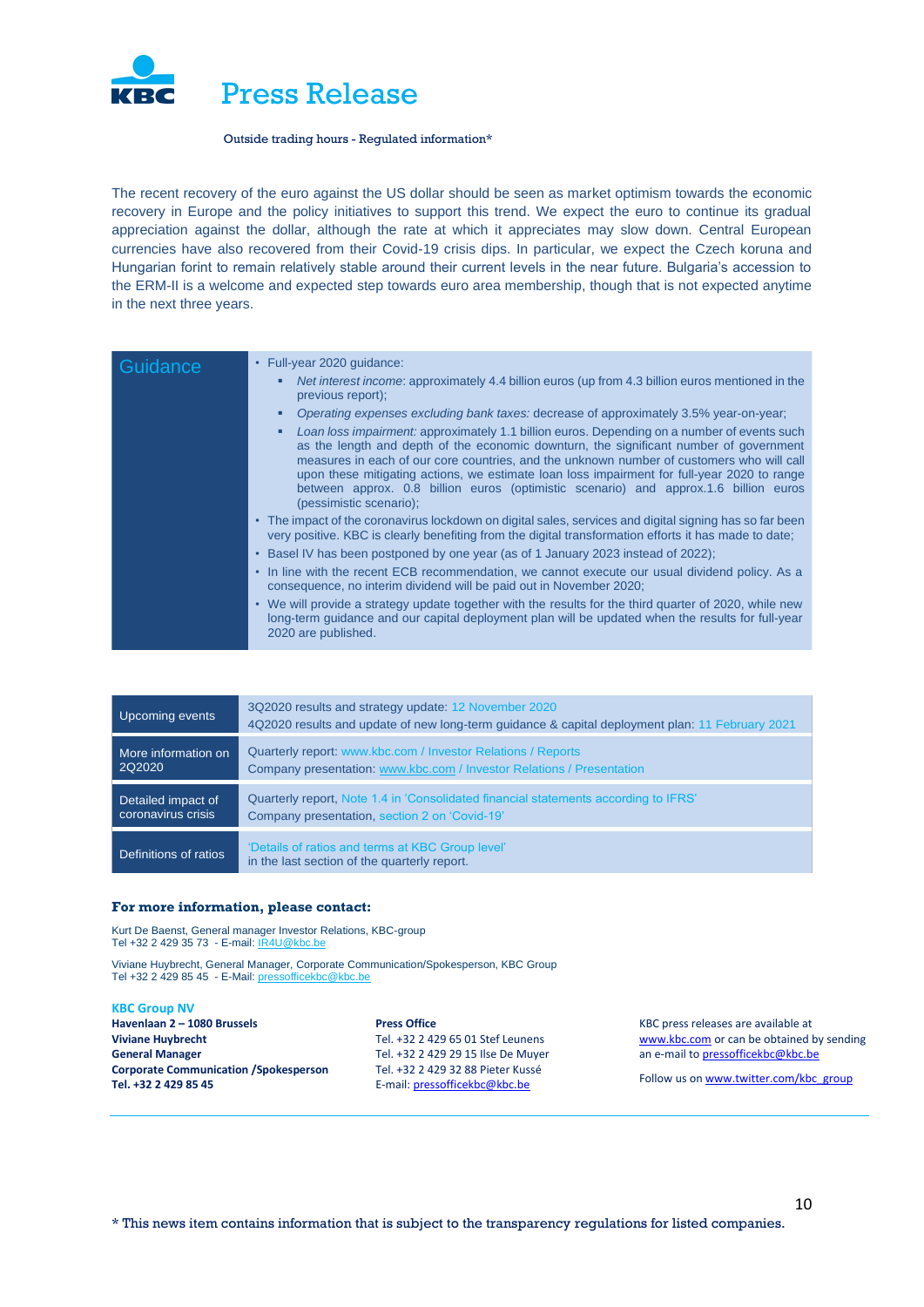# Press Release

Outside trading hours - Regulated information*

The recent recovery of the euro against the US dollar should be seen as market optimism towards the economic recovery in Europe and the policy initiatives to support this trend. We expect the euro to continue its gradual appreciation against the dollar, although the rate at which it appreciates may slow down. Central European currencies have also recovered from their Covid-19 crisis dips. In particular, we expect the Czech koruna and Hungarian forint to remain relatively stable around their current levels in the near future. Bulgaria's accession to the ERM-II is a welcome and expected step towards euro area membership, though that is not expected anytime in the next three years.

## Guidance

- Full-year 2020 guidance:
  - *Net interest income*: approximately 4.4 billion euros (up from 4.3 billion euros mentioned in the previous report);
  - *Operating expenses excluding bank taxes:* decrease of approximately 3.5% year-on-year;
  - *Loan loss impairment:* approximately 1.1 billion euros. Depending on a number of events such as the length and depth of the economic downturn, the significant number of government measures in each of our core countries, and the unknown number of customers who will call upon these mitigating actions, we estimate loan loss impairment for full-year 2020 to range between approx. 0.8 billion euros (optimistic scenario) and approx.1.6 billion euros (pessimistic scenario);
- The impact of the coronavirus lockdown on digital sales, services and digital signing has so far been very positive. KBC is clearly benefiting from the digital transformation efforts it has made to date;
- Basel IV has been postponed by one year (as of 1 January 2023 instead of 2022);
- In line with the recent ECB recommendation, we cannot execute our usual dividend policy. As a consequence, no interim dividend will be paid out in November 2020;
- We will provide a strategy update together with the results for the third quarter of 2020, while new long-term guidance and our capital deployment plan will be updated when the results for full-year 2020 are published.

| | |
|---|---|
| Upcoming events | 3Q2020 results and strategy update: 12 November 2020<br>4Q2020 results and update of new long-term guidance & capital deployment plan: 11 February 2021 |
| More information on 2Q2020 | Quarterly report: www.kbc.com / Investor Relations / Reports<br>Company presentation: www.kbc.com / Investor Relations / Presentation |
| Detailed impact of coronavirus crisis | Quarterly report, Note 1.4 in 'Consolidated financial statements according to IFRS'<br>Company presentation, section 2 on 'Covid-19' |
| Definitions of ratios | 'Details of ratios and terms at KBC Group level' in the last section of the quarterly report. |

**For more information, please contact:**

Kurt De Baenst, General manager Investor Relations, KBC-group
Tel +32 2 429 35 73 - E-mail: IR4U@kbc.be

Viviane Huybrecht, General Manager, Corporate Communication/Spokesperson, KBC Group
Tel +32 2 429 85 45 - E-Mail: pressofficekbc@kbc.be

**KBC Group NV**
**Havenlaan 2 – 1080 Brussels**
**Viviane Huybrecht**
**General Manager**
**Corporate Communication /Spokesperson**
**Tel. +32 2 429 85 45**

**Press Office**
Tel. +32 2 429 65 01 Stef Leunens
Tel. +32 2 429 29 15 Ilse De Muyer
Tel. +32 2 429 32 88 Pieter Kussé
E-mail: pressofficekbc@kbc.be

KBC press releases are available at www.kbc.com or can be obtained by sending an e-mail to pressofficekbc@kbc.be

Follow us on www.twitter.com/kbc_group

\* This news item contains information that is subject to the transparency regulations for listed companies.